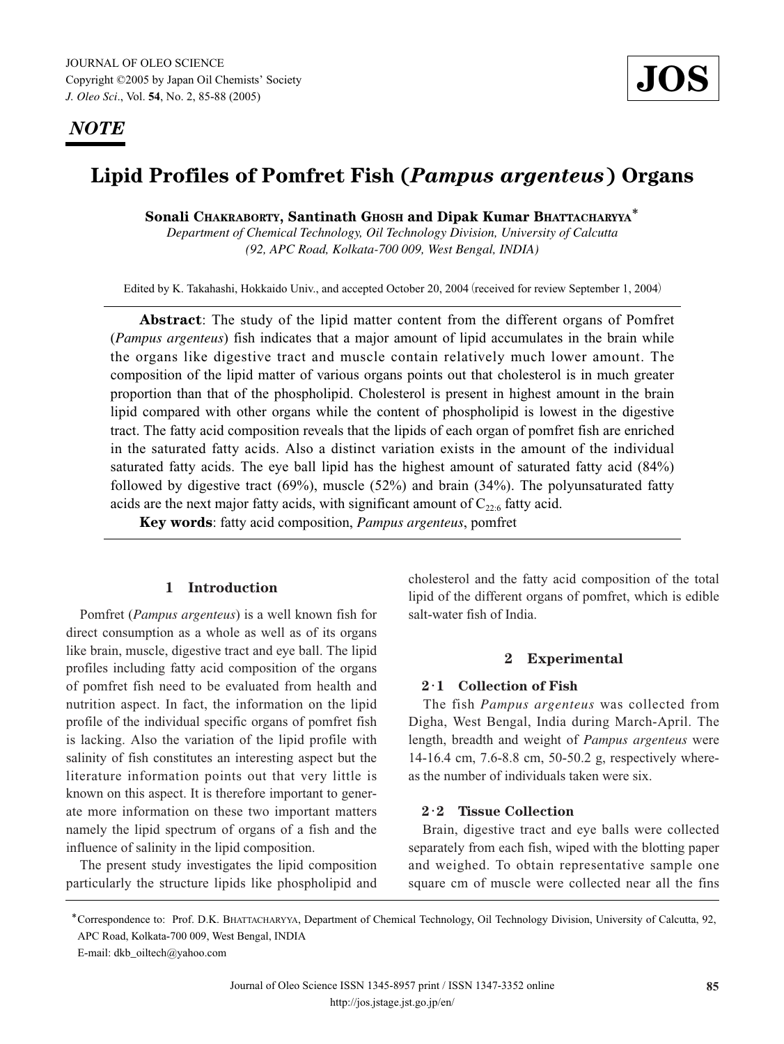*NOTE*

# Lipid Profiles of Pomfret Fish (*Pampus argenteus*) Organs

**Sonali Chakraborty, Santinath Ghosh and Dipak Kumar Bhattacharyya***

*Department of Chemical Technology, Oil Technology Division, University of Calcutta (92, APC Road, Kolkata-700 009, West Bengal, INDIA)*

Edited by K. Takahashi, Hokkaido Univ., and accepted October 20, 2004 (received for review September 1, 2004)

**Abstract**: The study of the lipid matter content from the different organs of Pomfret (*Pampus argenteus*) fish indicates that a major amount of lipid accumulates in the brain while the organs like digestive tract and muscle contain relatively much lower amount. The composition of the lipid matter of various organs points out that cholesterol is in much greater proportion than that of the phospholipid. Cholesterol is present in highest amount in the brain lipid compared with other organs while the content of phospholipid is lowest in the digestive tract. The fatty acid composition reveals that the lipids of each organ of pomfret fish are enriched in the saturated fatty acids. Also a distinct variation exists in the amount of the individual saturated fatty acids. The eye ball lipid has the highest amount of saturated fatty acid (84%) followed by digestive tract (69%), muscle (52%) and brain (34%). The polyunsaturated fatty acids are the next major fatty acids, with significant amount of $C_{22:6}$ fatty acid.

**Key words**: fatty acid composition, *Pampus argenteus*, pomfret

## 1 Introduction

Pomfret (*Pampus argenteus*) is a well known fish for direct consumption as a whole as well as of its organs like brain, muscle, digestive tract and eye ball. The lipid profiles including fatty acid composition of the organs of pomfret fish need to be evaluated from health and nutrition aspect. In fact, the information on the lipid profile of the individual specific organs of pomfret fish is lacking. Also the variation of the lipid profile with salinity of fish constitutes an interesting aspect but the literature information points out that very little is known on this aspect. It is therefore important to generate more information on these two important matters namely the lipid spectrum of organs of a fish and the influence of salinity in the lipid composition.

The present study investigates the lipid composition particularly the structure lipids like phospholipid and cholesterol and the fatty acid composition of the total lipid of the different organs of pomfret, which is edible salt-water fish of India.

## 2 Experimental

### 2·1 Collection of Fish

The fish *Pampus argenteus* was collected from Digha, West Bengal, India during March-April. The length, breadth and weight of *Pampus argenteus* were 14-16.4 cm, 7.6-8.8 cm, 50-50.2 g, respectively whereas the number of individuals taken were six.

### 2·2 Tissue Collection

Brain, digestive tract and eye balls were collected separately from each fish, wiped with the blotting paper and weighed. To obtain representative sample one square cm of muscle were collected near all the fins

*Correspondence to: Prof. D.K. Bhattacharyya, Department of Chemical Technology, Oil Technology Division, University of Calcutta, 92, APC Road, Kolkata-700 009, West Bengal, INDIA
E-mail: dkb_oiltech@yahoo.com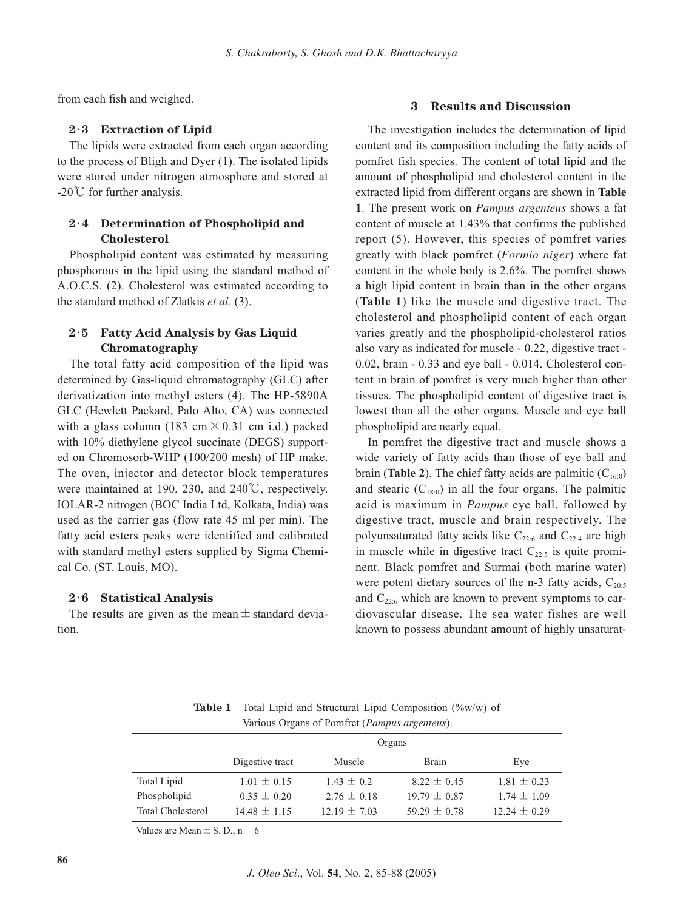from each fish and weighed.

### 2·3 Extraction of Lipid

The lipids were extracted from each organ according to the process of Bligh and Dyer (1). The isolated lipids were stored under nitrogen atmosphere and stored at -20℃ for further analysis.

### 2·4 Determination of Phospholipid and Cholesterol

Phospholipid content was estimated by measuring phosphorous in the lipid using the standard method of A.O.C.S. (2). Cholesterol was estimated according to the standard method of Zlatkis *et al*. (3).

### 2·5 Fatty Acid Analysis by Gas Liquid Chromatography

The total fatty acid composition of the lipid was determined by Gas-liquid chromatography (GLC) after derivatization into methyl esters (4). The HP-5890A GLC (Hewlett Packard, Palo Alto, CA) was connected with a glass column (183 cm × 0.31 cm i.d.) packed with 10% diethylene glycol succinate (DEGS) supported on Chromosorb-WHP (100/200 mesh) of HP make. The oven, injector and detector block temperatures were maintained at 190, 230, and 240℃, respectively. IOLAR-2 nitrogen (BOC India Ltd, Kolkata, India) was used as the carrier gas (flow rate 45 ml per min). The fatty acid esters peaks were identified and calibrated with standard methyl esters supplied by Sigma Chemical Co. (ST. Louis, MO).

### 2·6 Statistical Analysis

The results are given as the mean ± standard deviation.

## 3 Results and Discussion

The investigation includes the determination of lipid content and its composition including the fatty acids of pomfret fish species. The content of total lipid and the amount of phospholipid and cholesterol content in the extracted lipid from different organs are shown in **Table 1**. The present work on *Pampus argenteus* shows a fat content of muscle at 1.43% that confirms the published report (5). However, this species of pomfret varies greatly with black pomfret (*Formio niger*) where fat content in the whole body is 2.6%. The pomfret shows a high lipid content in brain than in the other organs (**Table 1**) like the muscle and digestive tract. The cholesterol and phospholipid content of each organ varies greatly and the phospholipid-cholesterol ratios also vary as indicated for muscle - 0.22, digestive tract - 0.02, brain - 0.33 and eye ball - 0.014. Cholesterol content in brain of pomfret is very much higher than other tissues. The phospholipid content of digestive tract is lowest than all the other organs. Muscle and eye ball phospholipid are nearly equal.

In pomfret the digestive tract and muscle shows a wide variety of fatty acids than those of eye ball and brain (**Table 2**). The chief fatty acids are palmitic ($C_{16:0}$) and stearic ($C_{18:0}$) in all the four organs. The palmitic acid is maximum in *Pampus* eye ball, followed by digestive tract, muscle and brain respectively. The polyunsaturated fatty acids like $C_{22:6}$ and $C_{22:4}$ are high in muscle while in digestive tract $C_{22:5}$ is quite prominent. Black pomfret and Surmai (both marine water) were potent dietary sources of the n-3 fatty acids, $C_{20:5}$ and $C_{22:6}$ which are known to prevent symptoms to cardiovascular disease. The sea water fishes are well known to possess abundant amount of highly unsaturat-

**Table 1** Total Lipid and Structural Lipid Composition (%w/w) of Various Organs of Pomfret (*Pampus argenteus*).

| | Organs | | | |
|---|---|---|---|---|
| | Digestive tract | Muscle | Brain | Eye |
| Total Lipid | 1.01 ± 0.15 | 1.43 ± 0.2 | 8.22 ± 0.45 | 1.81 ± 0.23 |
| Phospholipid | 0.35 ± 0.20 | 2.76 ± 0.18 | 19.79 ± 0.87 | 1.74 ± 1.09 |
| Total Cholesterol | 14.48 ± 1.15 | 12.19 ± 7.03 | 59.29 ± 0.78 | 12.24 ± 0.29 |

Values are Mean ± S. D., n = 6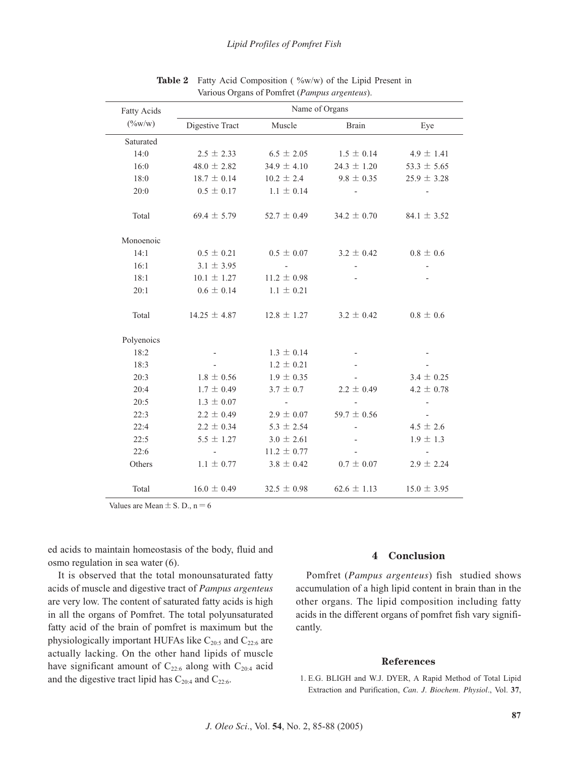**Table 2** Fatty Acid Composition ( %w/w) of the Lipid Present in Various Organs of Pomfret (*Pampus argenteus*).

| Fatty Acids (%w/w) | Name of Organs | | | |
|---|---|---|---|---|
| | Digestive Tract | Muscle | Brain | Eye |
| Saturated | | | | |
| 14:0 | 2.5 ± 2.33 | 6.5 ± 2.05 | 1.5 ± 0.14 | 4.9 ± 1.41 |
| 16:0 | 48.0 ± 2.82 | 34.9 ± 4.10 | 24.3 ± 1.20 | 53.3 ± 5.65 |
| 18:0 | 18.7 ± 0.14 | 10.2 ± 2.4 | 9.8 ± 0.35 | 25.9 ± 3.28 |
| 20:0 | 0.5 ± 0.17 | 1.1 ± 0.14 | - | - |
| Total | 69.4 ± 5.79 | 52.7 ± 0.49 | 34.2 ± 0.70 | 84.1 ± 3.52 |
| Monoenoic | | | | |
| 14:1 | 0.5 ± 0.21 | 0.5 ± 0.07 | 3.2 ± 0.42 | 0.8 ± 0.6 |
| 16:1 | 3.1 ± 3.95 | - | - | - |
| 18:1 | 10.1 ± 1.27 | 11.2 ± 0.98 | - | - |
| 20:1 | 0.6 ± 0.14 | 1.1 ± 0.21 | | |
| Total | 14.25 ± 4.87 | 12.8 ± 1.27 | 3.2 ± 0.42 | 0.8 ± 0.6 |
| Polyenoics | | | | |
| 18:2 | - | 1.3 ± 0.14 | - | - |
| 18:3 | - | 1.2 ± 0.21 | - | - |
| 20:3 | 1.8 ± 0.56 | 1.9 ± 0.35 | - | 3.4 ± 0.25 |
| 20:4 | 1.7 ± 0.49 | 3.7 ± 0.7 | 2.2 ± 0.49 | 4.2 ± 0.78 |
| 20:5 | 1.3 ± 0.07 | - | - | - |
| 22:3 | 2.2 ± 0.49 | 2.9 ± 0.07 | 59.7 ± 0.56 | - |
| 22:4 | 2.2 ± 0.34 | 5.3 ± 2.54 | - | 4.5 ± 2.6 |
| 22:5 | 5.5 ± 1.27 | 3.0 ± 2.61 | - | 1.9 ± 1.3 |
| 22:6 | - | 11.2 ± 0.77 | - | - |
| Others | 1.1 ± 0.77 | 3.8 ± 0.42 | 0.7 ± 0.07 | 2.9 ± 2.24 |
| Total | 16.0 ± 0.49 | 32.5 ± 0.98 | 62.6 ± 1.13 | 15.0 ± 3.95 |

Values are Mean ± S. D., n = 6

ed acids to maintain homeostasis of the body, fluid and osmo regulation in sea water (6).

It is observed that the total monounsaturated fatty acids of muscle and digestive tract of *Pampus argenteus* are very low. The content of saturated fatty acids is high in all the organs of Pomfret. The total polyunsaturated fatty acid of the brain of pomfret is maximum but the physiologically important HUFAs like $C_{20:5}$ and $C_{22:6}$ are actually lacking. On the other hand lipids of muscle have significant amount of $C_{22:6}$ along with $C_{20:4}$ acid and the digestive tract lipid has $C_{20:4}$ and $C_{22:6}$.

## 4 Conclusion

Pomfret (*Pampus argenteus*) fish studied shows accumulation of a high lipid content in brain than in the other organs. The lipid composition including fatty acids in the different organs of pomfret fish vary significantly.

### References

1. E.G. BLIGH and W.J. DYER, A Rapid Method of Total Lipid Extraction and Purification, *Can. J. Biochem. Physiol.*, Vol. **37**,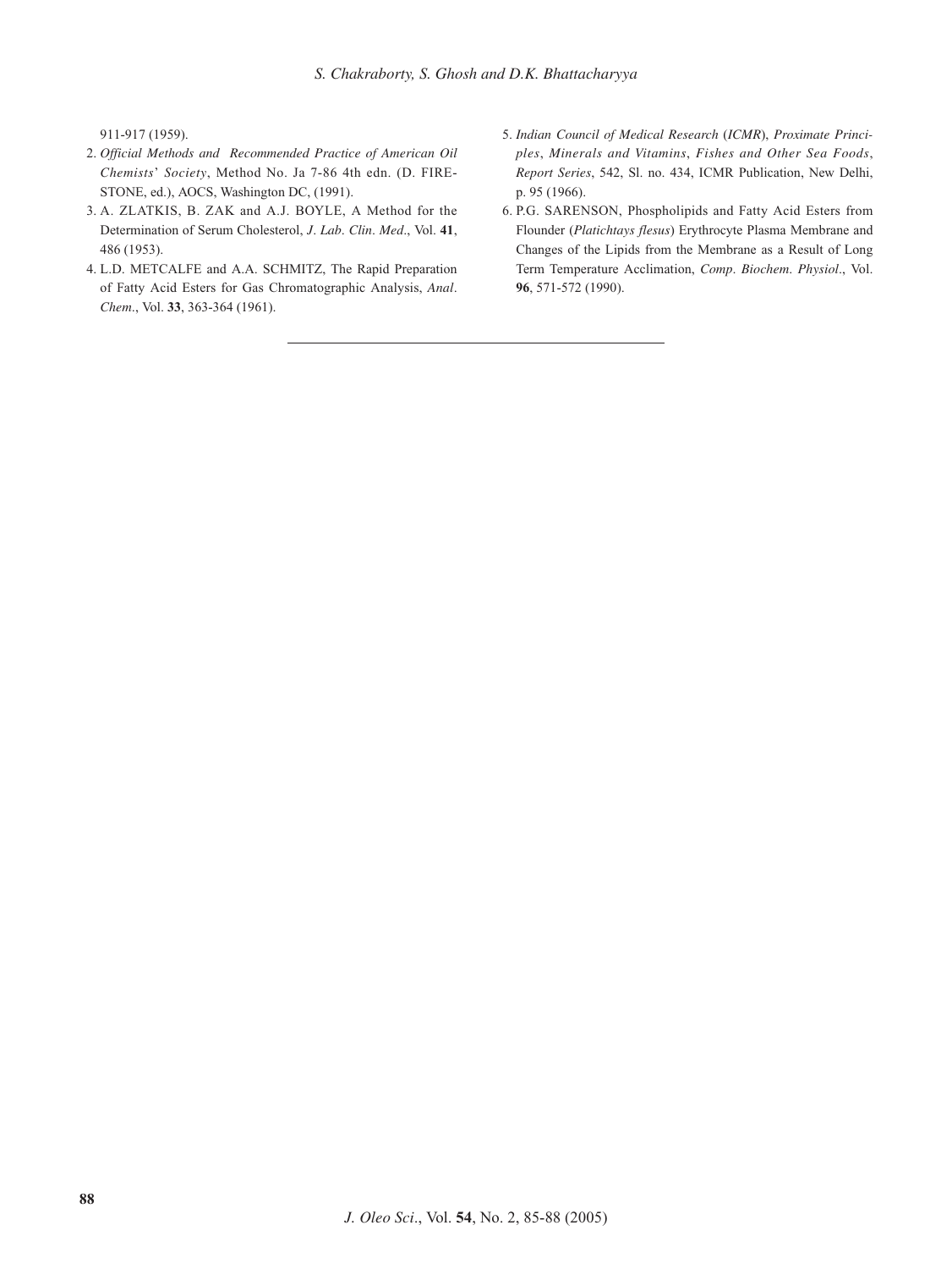911-917 (1959).

2. *Official Methods and Recommended Practice of American Oil Chemists' Society*, Method No. Ja 7-86 4th edn. (D. FIRESTONE, ed.), AOCS, Washington DC, (1991).
3. A. ZLATKIS, B. ZAK and A.J. BOYLE, A Method for the Determination of Serum Cholesterol, *J. Lab. Clin. Med.*, Vol. **41**, 486 (1953).
4. L.D. METCALFE and A.A. SCHMITZ, The Rapid Preparation of Fatty Acid Esters for Gas Chromatographic Analysis, *Anal. Chem.*, Vol. **33**, 363-364 (1961).
5. *Indian Council of Medical Research* (*ICMR*), *Proximate Principles*, *Minerals and Vitamins*, *Fishes and Other Sea Foods*, *Report Series*, 542, Sl. no. 434, ICMR Publication, New Delhi, p. 95 (1966).
6. P.G. SARENSON, Phospholipids and Fatty Acid Esters from Flounder (*Platichtays flesus*) Erythrocyte Plasma Membrane and Changes of the Lipids from the Membrane as a Result of Long Term Temperature Acclimation, *Comp. Biochem. Physiol.*, Vol. **96**, 571-572 (1990).